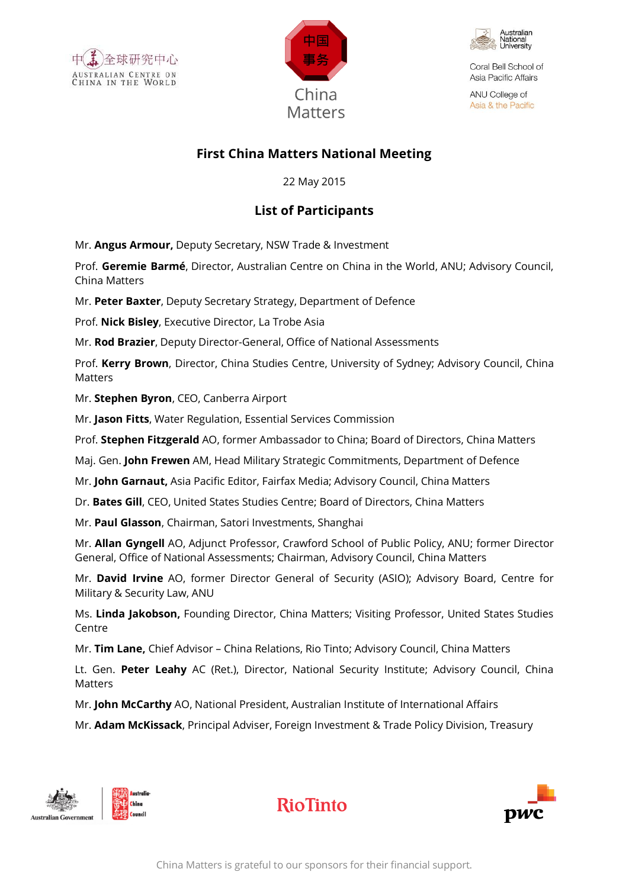中華全球研究中心
AUSTRALIAN CENTRE ON CHINA IN THE WORLD

中国事务
China Matters

Australian National University
Coral Bell School of Asia Pacific Affairs
ANU College of Asia & the Pacific

# First China Matters National Meeting

22 May 2015

## List of Participants

Mr. **Angus Armour,** Deputy Secretary, NSW Trade & Investment

Prof. **Geremie Barmé**, Director, Australian Centre on China in the World, ANU; Advisory Council, China Matters

Mr. **Peter Baxter**, Deputy Secretary Strategy, Department of Defence

Prof. **Nick Bisley**, Executive Director, La Trobe Asia

Mr. **Rod Brazier**, Deputy Director-General, Office of National Assessments

Prof. **Kerry Brown**, Director, China Studies Centre, University of Sydney; Advisory Council, China Matters

Mr. **Stephen Byron**, CEO, Canberra Airport

Mr. **Jason Fitts**, Water Regulation, Essential Services Commission

Prof. **Stephen Fitzgerald** AO, former Ambassador to China; Board of Directors, China Matters

Maj. Gen. **John Frewen** AM, Head Military Strategic Commitments, Department of Defence

Mr. **John Garnaut,** Asia Pacific Editor, Fairfax Media; Advisory Council, China Matters

Dr. **Bates Gill**, CEO, United States Studies Centre; Board of Directors, China Matters

Mr. **Paul Glasson**, Chairman, Satori Investments, Shanghai

Mr. **Allan Gyngell** AO, Adjunct Professor, Crawford School of Public Policy, ANU; former Director General, Office of National Assessments; Chairman, Advisory Council, China Matters

Mr. **David Irvine** AO, former Director General of Security (ASIO); Advisory Board, Centre for Military & Security Law, ANU

Ms. **Linda Jakobson,** Founding Director, China Matters; Visiting Professor, United States Studies Centre

Mr. **Tim Lane,** Chief Advisor – China Relations, Rio Tinto; Advisory Council, China Matters

Lt. Gen. **Peter Leahy** AC (Ret.), Director, National Security Institute; Advisory Council, China Matters

Mr. **John McCarthy** AO, National President, Australian Institute of International Affairs

Mr. **Adam McKissack**, Principal Adviser, Foreign Investment & Trade Policy Division, Treasury

Australian Government | Australia-China Council | RioTinto | pwc

China Matters is grateful to our sponsors for their financial support.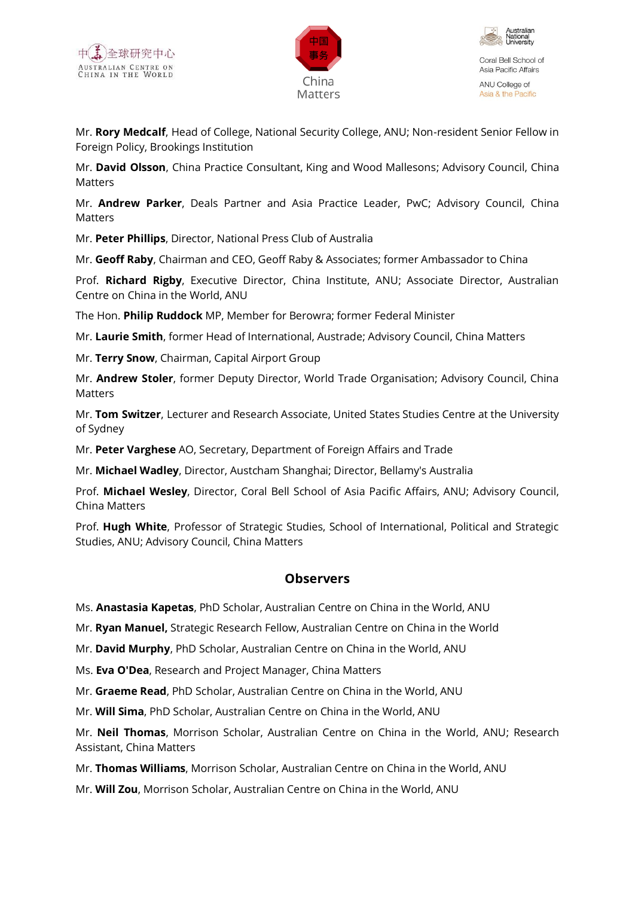Mr. **Rory Medcalf**, Head of College, National Security College, ANU; Non-resident Senior Fellow in Foreign Policy, Brookings Institution

Mr. **David Olsson**, China Practice Consultant, King and Wood Mallesons; Advisory Council, China Matters

Mr. **Andrew Parker**, Deals Partner and Asia Practice Leader, PwC; Advisory Council, China Matters

Mr. **Peter Phillips**, Director, National Press Club of Australia

Mr. **Geoff Raby**, Chairman and CEO, Geoff Raby & Associates; former Ambassador to China

Prof. **Richard Rigby**, Executive Director, China Institute, ANU; Associate Director, Australian Centre on China in the World, ANU

The Hon. **Philip Ruddock** MP, Member for Berowra; former Federal Minister

Mr. **Laurie Smith**, former Head of International, Austrade; Advisory Council, China Matters

Mr. **Terry Snow**, Chairman, Capital Airport Group

Mr. **Andrew Stoler**, former Deputy Director, World Trade Organisation; Advisory Council, China Matters

Mr. **Tom Switzer**, Lecturer and Research Associate, United States Studies Centre at the University of Sydney

Mr. **Peter Varghese** AO, Secretary, Department of Foreign Affairs and Trade

Mr. **Michael Wadley**, Director, Austcham Shanghai; Director, Bellamy's Australia

Prof. **Michael Wesley**, Director, Coral Bell School of Asia Pacific Affairs, ANU; Advisory Council, China Matters

Prof. **Hugh White**, Professor of Strategic Studies, School of International, Political and Strategic Studies, ANU; Advisory Council, China Matters

## Observers

Ms. **Anastasia Kapetas**, PhD Scholar, Australian Centre on China in the World, ANU

Mr. **Ryan Manuel,** Strategic Research Fellow, Australian Centre on China in the World

Mr. **David Murphy**, PhD Scholar, Australian Centre on China in the World, ANU

Ms. **Eva O'Dea**, Research and Project Manager, China Matters

Mr. **Graeme Read**, PhD Scholar, Australian Centre on China in the World, ANU

Mr. **Will Sima**, PhD Scholar, Australian Centre on China in the World, ANU

Mr. **Neil Thomas**, Morrison Scholar, Australian Centre on China in the World, ANU; Research Assistant, China Matters

Mr. **Thomas Williams**, Morrison Scholar, Australian Centre on China in the World, ANU

Mr. **Will Zou**, Morrison Scholar, Australian Centre on China in the World, ANU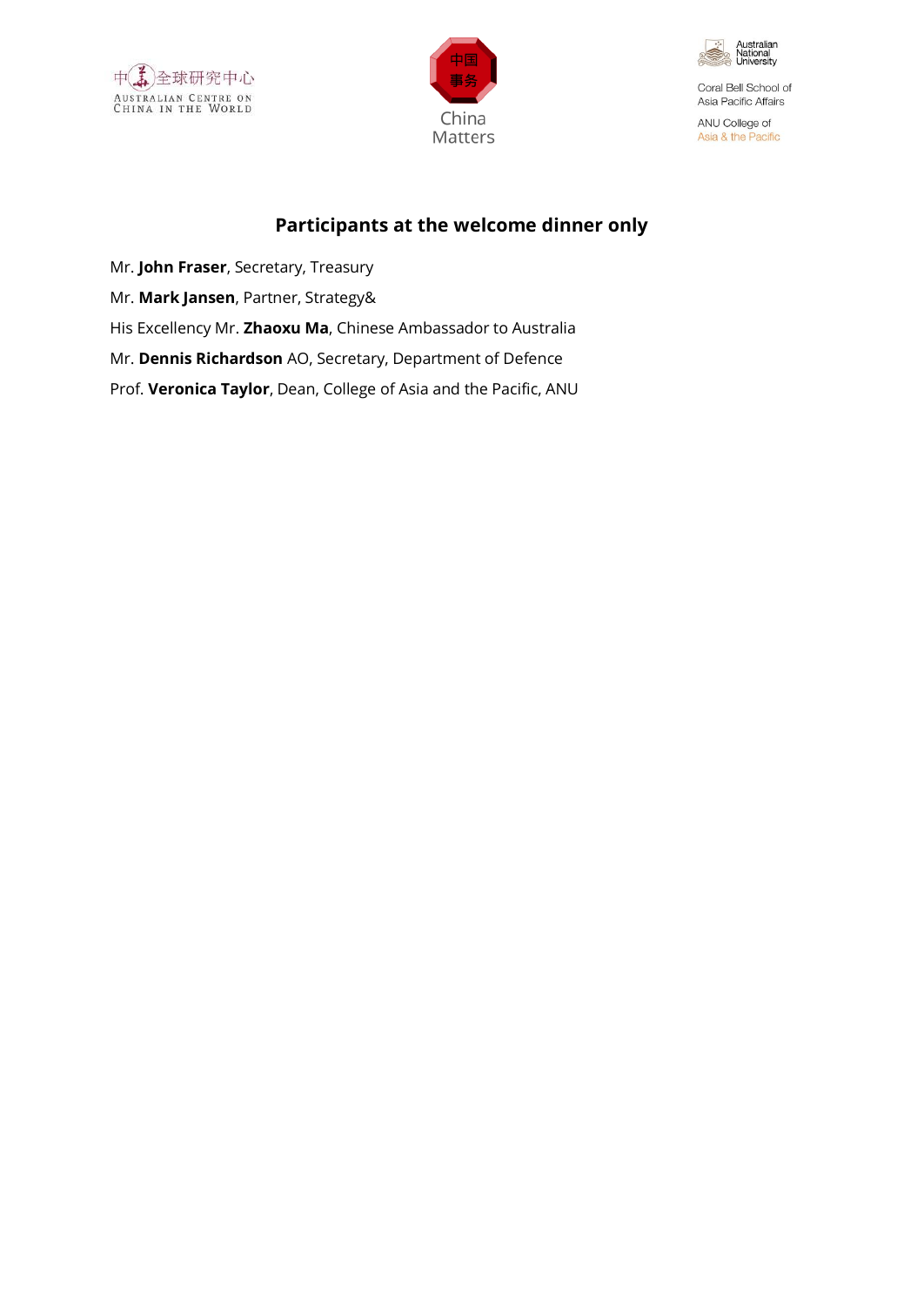## Participants at the welcome dinner only

Mr. **John Fraser**, Secretary, Treasury

Mr. **Mark Jansen**, Partner, Strategy&

His Excellency Mr. **Zhaoxu Ma**, Chinese Ambassador to Australia

Mr. **Dennis Richardson** AO, Secretary, Department of Defence

Prof. **Veronica Taylor**, Dean, College of Asia and the Pacific, ANU